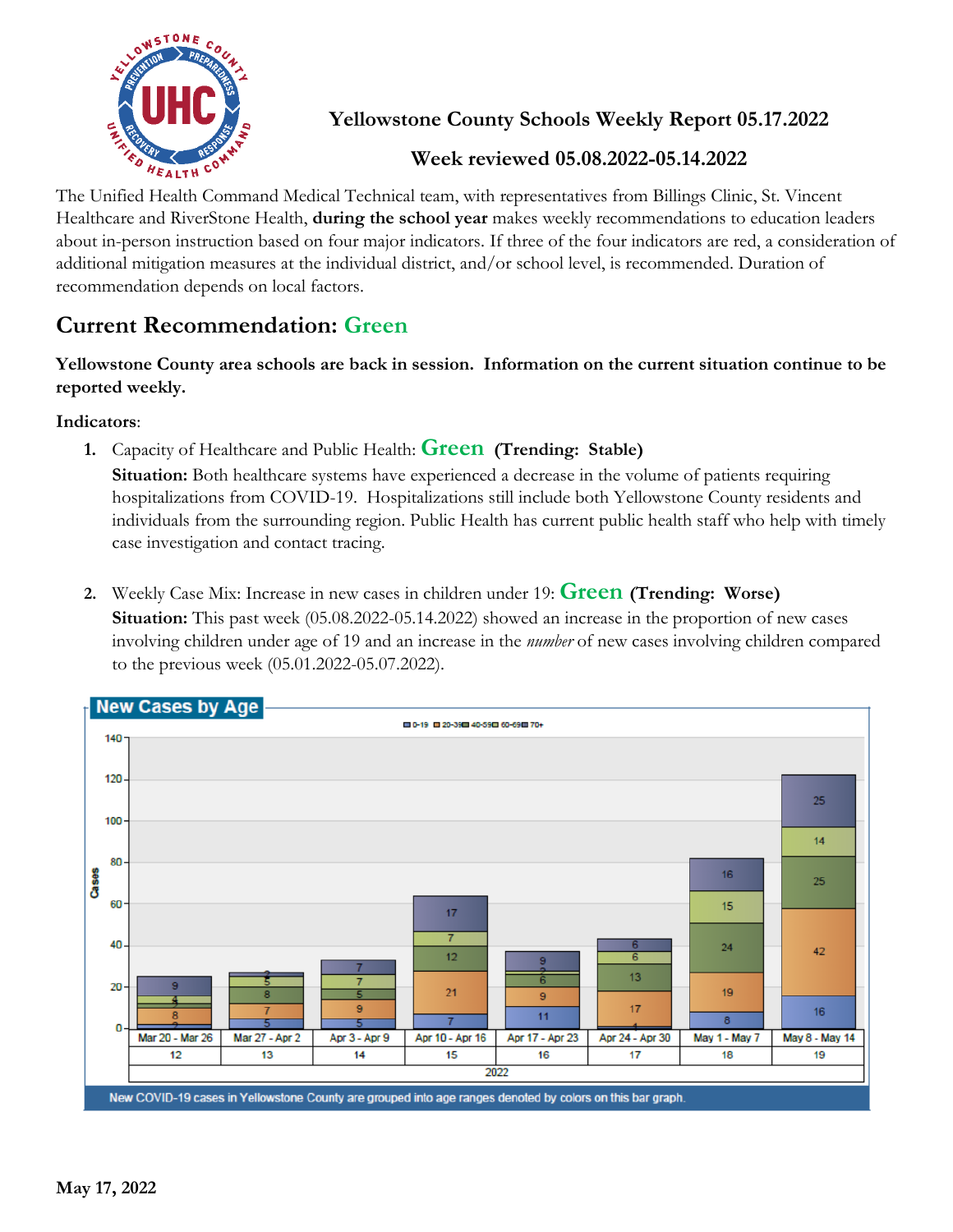# Yellowstone County Schools Weekly Report 05.17.2022

## Week reviewed 05.08.2022-05.14.2022

The Unified Health Command Medical Technical team, with representatives from Billings Clinic, St. Vincent Healthcare and RiverStone Health, **during the school year** makes weekly recommendations to education leaders about in-person instruction based on four major indicators. If three of the four indicators are red, a consideration of additional mitigation measures at the individual district, and/or school level, is recommended. Duration of recommendation depends on local factors.

## Current Recommendation: Green

**Yellowstone County area schools are back in session. Information on the current situation continue to be reported weekly.**

**Indicators**:

1. Capacity of Healthcare and Public Health: **Green** **(Trending: Stable)**
   **Situation:** Both healthcare systems have experienced a decrease in the volume of patients requiring hospitalizations from COVID-19. Hospitalizations still include both Yellowstone County residents and individuals from the surrounding region. Public Health has current public health staff who help with timely case investigation and contact tracing.

2. Weekly Case Mix: Increase in new cases in children under 19: **Green** **(Trending: Worse)**
   **Situation:** This past week (05.08.2022-05.14.2022) showed an increase in the proportion of new cases involving children under age of 19 and an increase in the *number* of new cases involving children compared to the previous week (05.01.2022-05.07.2022).

**New Cases by Age**

| Week | Mar 20 - Mar 26 | Mar 27 - Apr 2 | Apr 3 - Apr 9 | Apr 10 - Apr 16 | Apr 17 - Apr 23 | Apr 24 - Apr 30 | May 1 - May 7 | May 8 - May 14 |
|---|---|---|---|---|---|---|---|---|
| Week number (2022) | 12 | 13 | 14 | 15 | 16 | 17 | 18 | 19 |
| 0-19 | 2 | 5 | 5 | 7 | 11 | 1 | 8 | 16 |
| 20-39 | 8 | 7 | 9 | 21 | 9 | 17 | 19 | 42 |
| 40-59 | 2 | 8 | 5 | 12 | 6 | 13 | 24 | 25 |
| 60-69 | 4 | 5 | 7 | 7 | 2 | 6 | 15 | 14 |
| 70+ | 9 | 2 | 7 | 17 | 9 | 6 | 16 | 25 |

New COVID-19 cases in Yellowstone County are grouped into age ranges denoted by colors on this bar graph.

May 17, 2022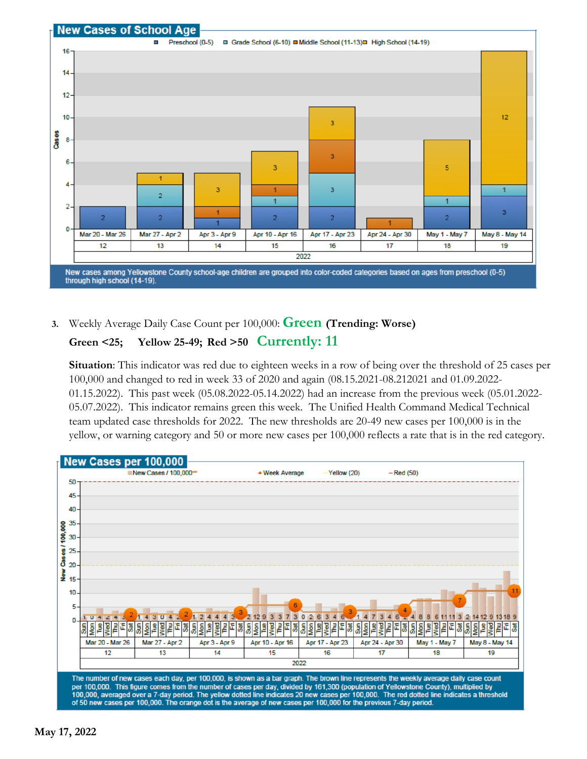## New Cases of School Age

| Week | Preschool (0-5) | Grade School (6-10) | Middle School (11-13) | High School (14-19) |
|---|---|---|---|---|
| Mar 20 - Mar 26 (12) | 2 | | | |
| Mar 27 - Apr 2 (13) | 2 | 2 | | 1 |
| Apr 3 - Apr 9 (14) | 1 | | 1 | 3 |
| Apr 10 - Apr 16 (15) | 2 | 1 | 1 | 3 |
| Apr 17 - Apr 23 (16) | 2 | 3 | 3 | 3 |
| Apr 24 - Apr 30 (17) | | | 1 | |
| May 1 - May 7 (18) | 2 | 1 | | 5 |
| May 8 - May 14 (19) | 3 | 1 | | 12 |

New cases among Yellowstone County school-age children are grouped into color-coded categories based on ages from preschool (0-5) through high school (14-19).

3. Weekly Average Daily Case Count per 100,000: **Green (Trending: Worse)**

**Green <25; Yellow 25-49; Red >50** **Currently: 11**

**Situation**: This indicator was red due to eighteen weeks in a row of being over the threshold of 25 cases per 100,000 and changed to red in week 33 of 2020 and again (08.15.2021-08.212021 and 01.09.2022-01.15.2022). This past week (05.08.2022-05.14.2022) had an increase from the previous week (05.01.2022-05.07.2022). This indicator remains green this week. The Unified Health Command Medical Technical team updated case thresholds for 2022. The new thresholds are 20-49 new cases per 100,000 is in the yellow, or warning category and 50 or more new cases per 100,000 reflects a rate that is in the red category.

## New Cases per 100,000

| Week | Sun | Mon | Tue | Wed | Thu | Fri | Sat | Week Average |
|---|---|---|---|---|---|---|---|---|
| Mar 20 - Mar 26 (12) | 1 | 0 | 4 | 2 | 4 | 3 | | 2 |
| Mar 27 - Apr 2 (13) | 1 | 4 | 3 | 0 | 4 | 2 | | 2 |
| Apr 3 - Apr 9 (14) | 1 | 2 | 4 | 4 | 4 | 3 | | 3 |
| Apr 10 - Apr 16 (15) | 2 | 12 | 9 | 3 | 3 | 7 | 3 | 6 |
| Apr 17 - Apr 23 (16) | 0 | 2 | 6 | 3 | 4 | 6 | | 3 |
| Apr 24 - Apr 30 (17) | 1 | 4 | 7 | 3 | 4 | 6 | | 4 |
| May 1 - May 7 (18) | 4 | 8 | 8 | 6 | 11 | 11 | 3 | 7 |
| May 8 - May 14 (19) | 2 | 14 | 12 | 9 | 13 | 18 | 9 | 11 |

The number of new cases each day, per 100,000, is shown as a bar graph. The brown line represents the weekly average daily case count per 100,000. This figure comes from the number of cases per day, divided by 161,300 (population of Yellowstone County), multiplied by 100,000, averaged over a 7-day period. The yellow dotted line indicates 20 new cases per 100,000. The red dotted line indicates a threshold of 50 new cases per 100,000. The orange dot is the average of new cases per 100,000 for the previous 7-day period.

May 17, 2022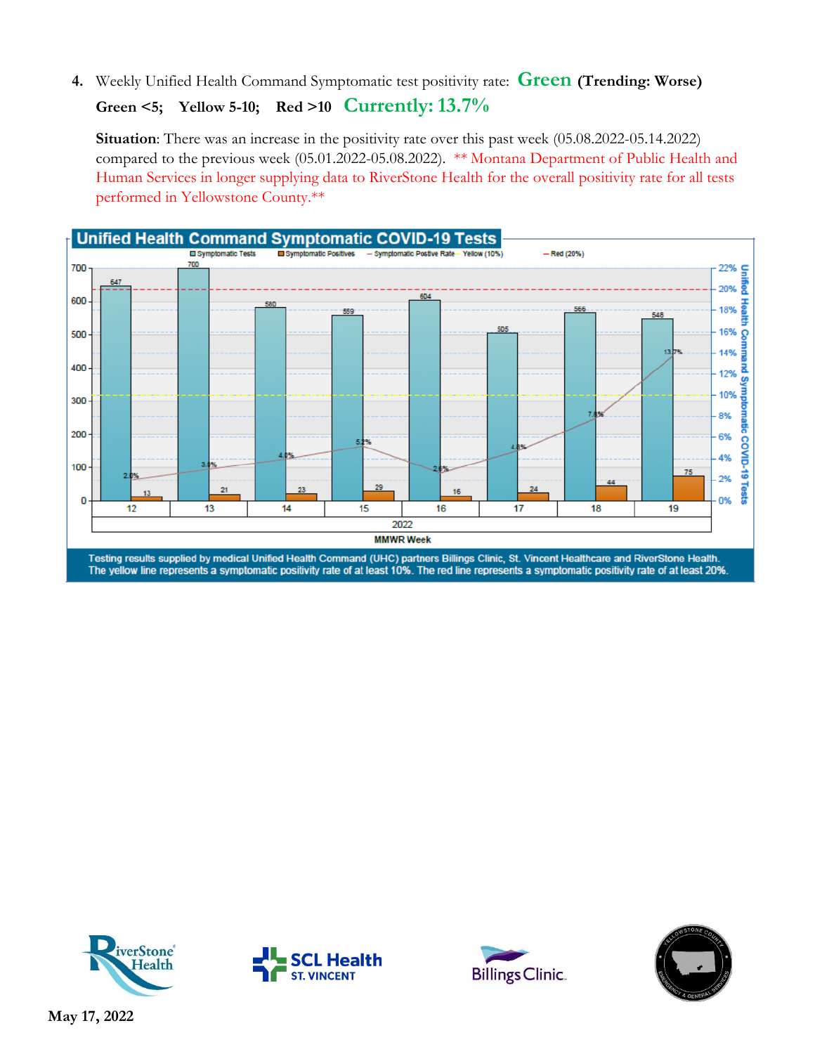4. Weekly Unified Health Command Symptomatic test positivity rate: **Green** **(Trending: Worse)**

**Green <5; Yellow 5-10; Red >10** **Currently: 13.7%**

**Situation**: There was an increase in the positivity rate over this past week (05.08.2022-05.14.2022) compared to the previous week (05.01.2022-05.08.2022). ** Montana Department of Public Health and Human Services in longer supplying data to RiverStone Health for the overall positivity rate for all tests performed in Yellowstone County.**

**Unified Health Command Symptomatic COVID-19 Tests**

Symptomatic Tests
Symptomatic Positives
Symptomatic Postive Rate
Yellow (10%)
Red (20%)

700
600
500
400
300
200
100
0

22%
20%
18%
16%
14%
12%
10%
8%
6%
4%
2%
0%

647
700
580
559
604
505
566
548

13
21
23
29
16
24
44
75

2.0%
3.0%
4.0%
5.2%
2.6%
4.8%
7.8%
13.7%

12
13
14
15
16
17
18
19

2022

MMWR Week

Unified Health Command Symptomatic COVID-19 Tests

Testing results supplied by medical Unified Health Command (UHC) partners Billings Clinic, St. Vincent Healthcare and RiverStone Health. The yellow line represents a symptomatic positivity rate of at least 10%. The red line represents a symptomatic positivity rate of at least 20%.

RiverStone Health

SCL Health ST. VINCENT

Billings Clinic

Yellowstone County Emergency & General Services

May 17, 2022